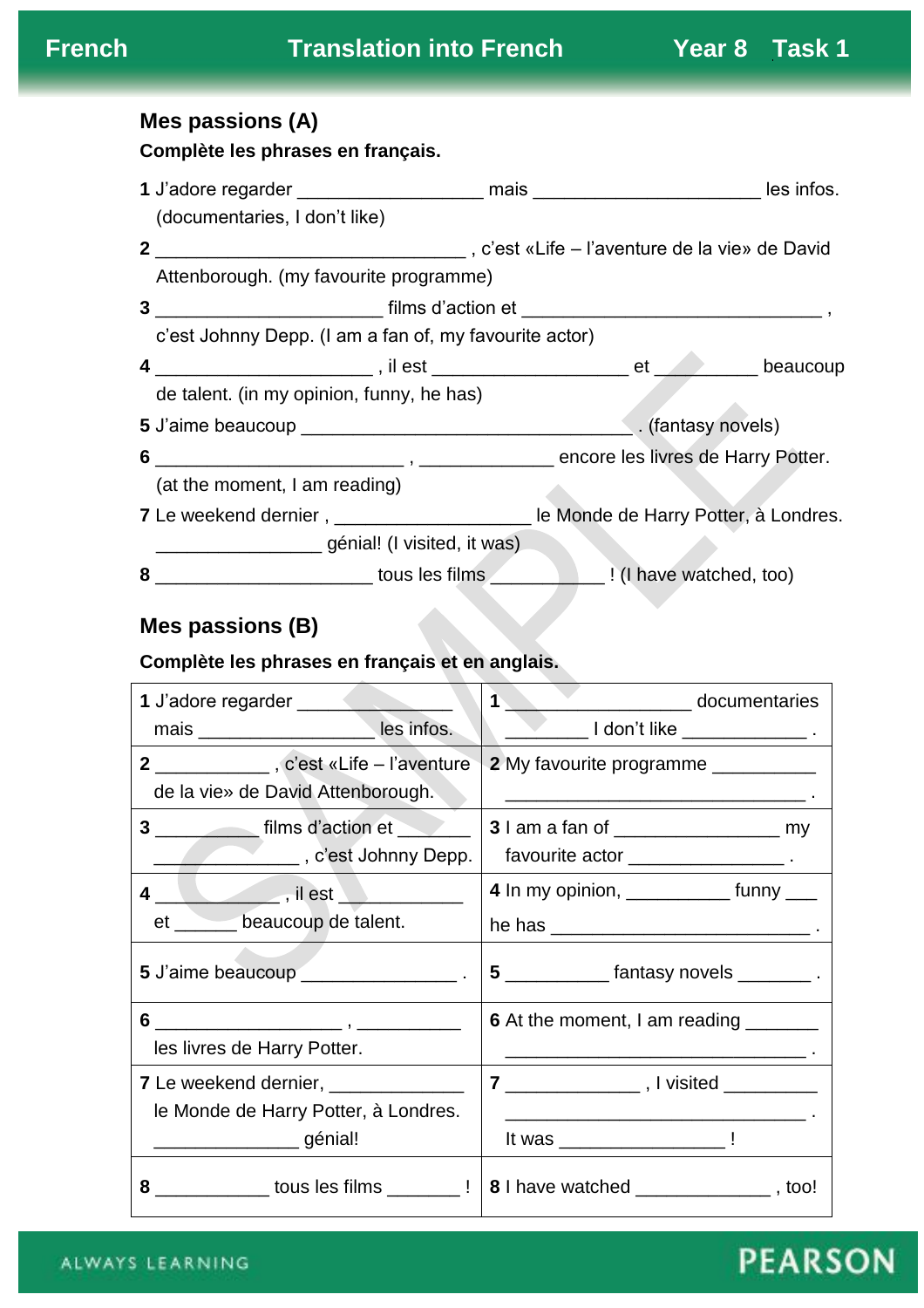French | Translation into French | Year 8 | Task 1

## Mes passions (A)

**Complète les phrases en français.**

**1** J'adore regarder _________________ mais _____________________ les infos. (documentaries, I don't like)

**2** ____________________________ , c'est «Life – l'aventure de la vie» de David Attenborough. (my favourite programme)

**3** _____________________ films d'action et ____________________________ , c'est Johnny Depp. (I am a fan of, my favourite actor)

**4** ____________________ , il est __________________ et __________ beaucoup de talent. (in my opinion, funny, he has)

**5** J'aime beaucoup ______________________________ . (fantasy novels)

**6** ______________________ , ____________ encore les livres de Harry Potter. (at the moment, I am reading)

**7** Le weekend dernier , __________________ le Monde de Harry Potter, à Londres. _______________ génial! (I visited, it was)

**8** ____________________ tous les films __________ ! (I have watched, too)

## Mes passions (B)

**Complète les phrases en français et en anglais.**

| | |
|---|---|
| **1** J'adore regarder ______________ mais _______________ les infos. | **1** _________________ documentaries ________ I don't like ____________ . |
| **2** __________ , c'est «Life – l'aventure de la vie» de David Attenborough. | **2** My favourite programme __________ ____________________________ . |
| **3** _________ films d'action et _______ _____________ , c'est Johnny Depp. | **3** I am a fan of ________________ my favourite actor _______________ . |
| **4** __________ , il est ___________ et ______ beaucoup de talent. | **4** In my opinion, __________ funny ___ he has _________________________ . |
| **5** J'aime beaucoup ______________ . | **5** __________ fantasy novels _______ . |
| **6** _________________ , __________ les livres de Harry Potter. | **6** At the moment, I am reading _______ ____________________________ . |
| **7** Le weekend dernier, ____________ le Monde de Harry Potter, à Londres. _____________ génial! | **7** ____________ , I visited _________ ____________________________ . It was _______________ ! |
| **8** __________ tous les films _______ ! | **8** I have watched ____________ , too! |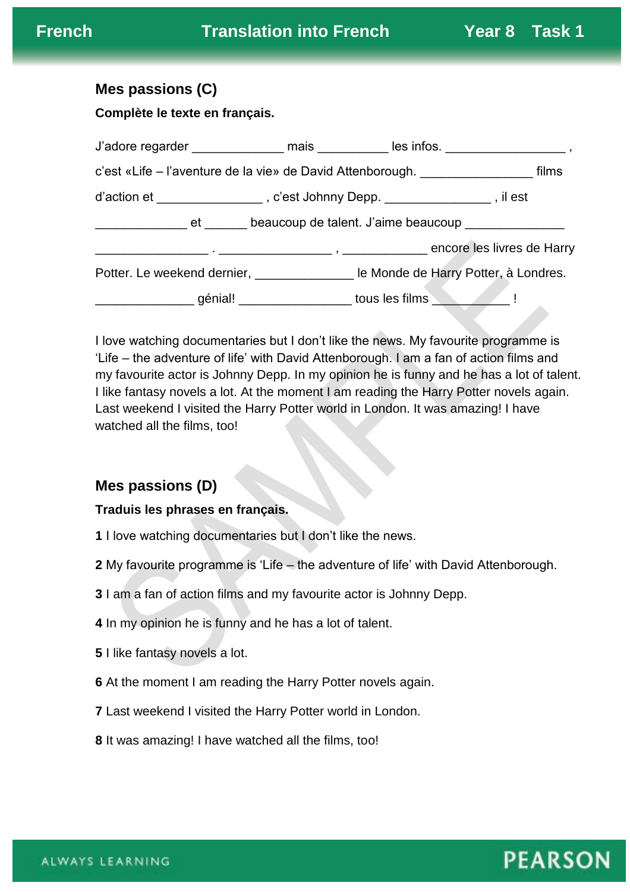## Mes passions (C)

**Complète le texte en français.**

J'adore regarder _____________ mais __________ les infos. _________________ , c'est «Life – l'aventure de la vie» de David Attenborough. ________________ films d'action et _______________ , c'est Johnny Depp. _______________ , il est _____________ et ______ beaucoup de talent. J'aime beaucoup ______________ ________________ . ________________ , ____________ encore les livres de Harry Potter. Le weekend dernier, ______________ le Monde de Harry Potter, à Londres. ______________ génial! ________________ tous les films ___________ !

I love watching documentaries but I don't like the news. My favourite programme is 'Life – the adventure of life' with David Attenborough. I am a fan of action films and my favourite actor is Johnny Depp. In my opinion he is funny and he has a lot of talent. I like fantasy novels a lot. At the moment I am reading the Harry Potter novels again. Last weekend I visited the Harry Potter world in London. It was amazing! I have watched all the films, too!

## Mes passions (D)

**Traduis les phrases en français.**

**1** I love watching documentaries but I don't like the news.

**2** My favourite programme is 'Life – the adventure of life' with David Attenborough.

**3** I am a fan of action films and my favourite actor is Johnny Depp.

**4** In my opinion he is funny and he has a lot of talent.

**5** I like fantasy novels a lot.

**6** At the moment I am reading the Harry Potter novels again.

**7** Last weekend I visited the Harry Potter world in London.

**8** It was amazing! I have watched all the films, too!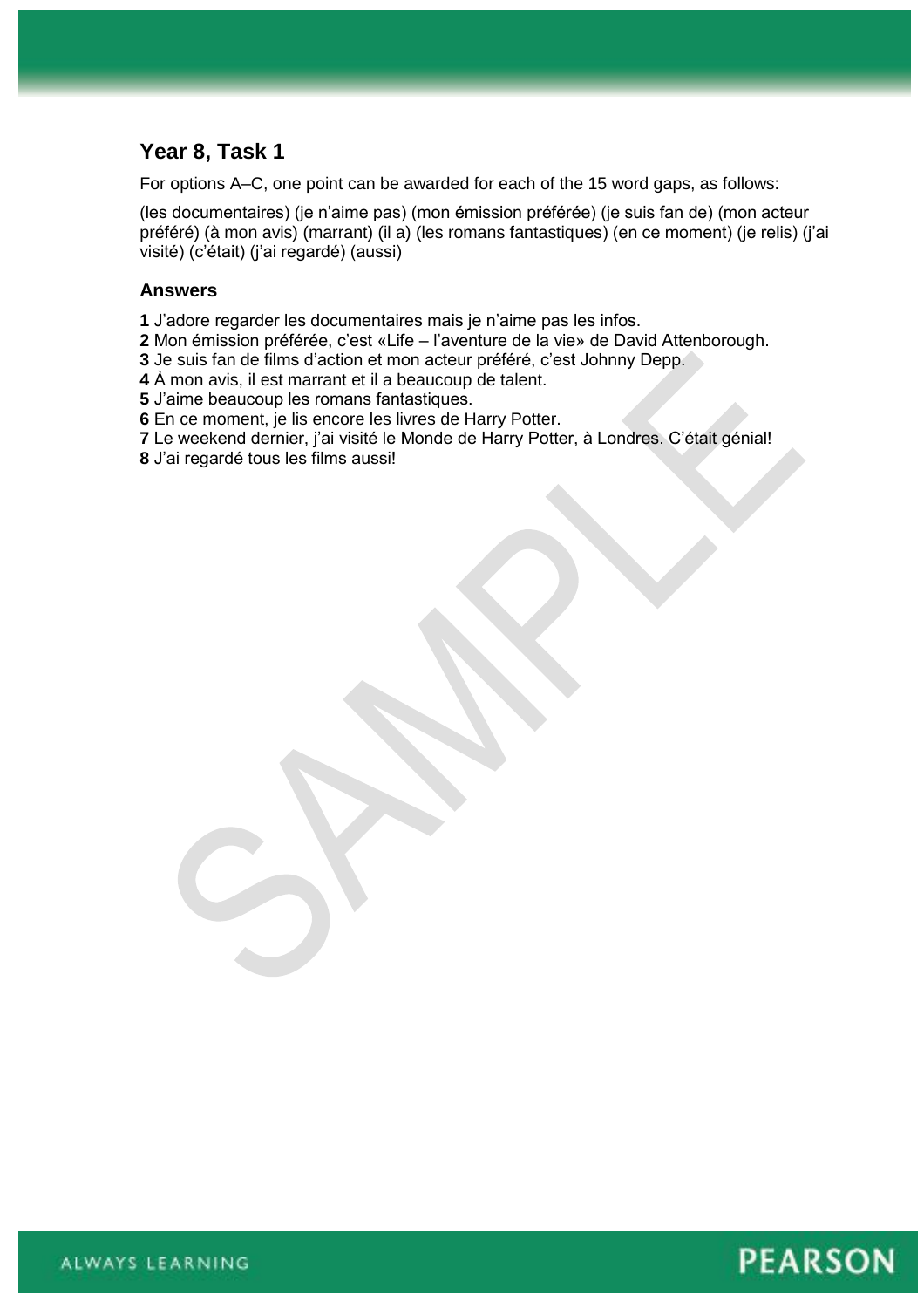## Year 8, Task 1

For options A–C, one point can be awarded for each of the 15 word gaps, as follows:

(les documentaires) (je n'aime pas) (mon émission préférée) (je suis fan de) (mon acteur préféré) (à mon avis) (marrant) (il a) (les romans fantastiques) (en ce moment) (je relis) (j'ai visité) (c'était) (j'ai regardé) (aussi)

### Answers

**1** J'adore regarder les documentaires mais je n'aime pas les infos.
**2** Mon émission préférée, c'est «Life – l'aventure de la vie» de David Attenborough.
**3** Je suis fan de films d'action et mon acteur préféré, c'est Johnny Depp.
**4** À mon avis, il est marrant et il a beaucoup de talent.
**5** J'aime beaucoup les romans fantastiques.
**6** En ce moment, je lis encore les livres de Harry Potter.
**7** Le weekend dernier, j'ai visité le Monde de Harry Potter, à Londres. C'était génial!
**8** J'ai regardé tous les films aussi!